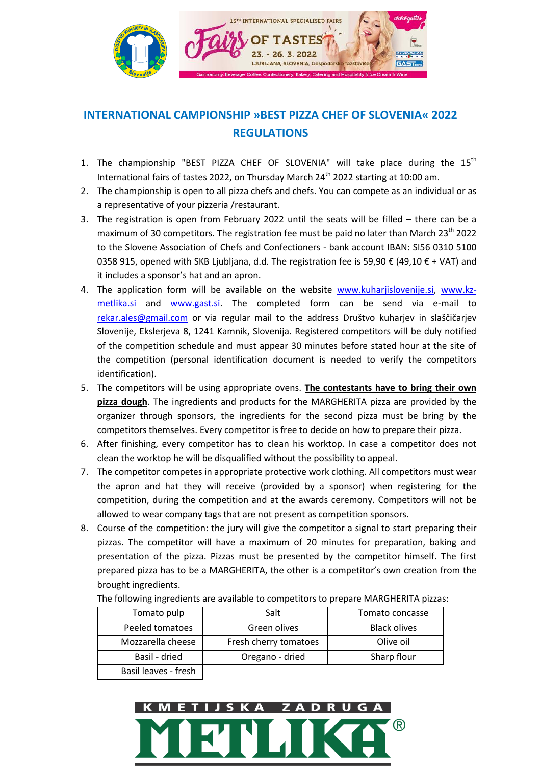# INTERNATIONAL CAMPIONSHIP »BEST PIZZA CHEF OF SLOVENIA« 2022
## REGULATIONS

1. The championship "BEST PIZZA CHEF OF SLOVENIA" will take place during the 15th International fairs of tastes 2022, on Thursday March 24th 2022 starting at 10:00 am.
2. The championship is open to all pizza chefs and chefs. You can compete as an individual or as a representative of your pizzeria /restaurant.
3. The registration is open from February 2022 until the seats will be filled – there can be a maximum of 30 competitors. The registration fee must be paid no later than March 23th 2022 to the Slovene Association of Chefs and Confectioners - bank account IBAN: SI56 0310 5100 0358 915, opened with SKB Ljubljana, d.d. The registration fee is 59,90 € (49,10 € + VAT) and it includes a sponsor's hat and an apron.
4. The application form will be available on the website www.kuharjislovenije.si, www.kz-metlika.si and www.gast.si. The completed form can be send via e-mail to rekar.ales@gmail.com or via regular mail to the address Društvo kuharjev in slaščičarjev Slovenije, Ekslerjeva 8, 1241 Kamnik, Slovenija. Registered competitors will be duly notified of the competition schedule and must appear 30 minutes before stated hour at the site of the competition (personal identification document is needed to verify the competitors identification).
5. The competitors will be using appropriate ovens. **The contestants have to bring their own pizza dough**. The ingredients and products for the MARGHERITA pizza are provided by the organizer through sponsors, the ingredients for the second pizza must be bring by the competitors themselves. Every competitor is free to decide on how to prepare their pizza.
6. After finishing, every competitor has to clean his worktop. In case a competitor does not clean the worktop he will be disqualified without the possibility to appeal.
7. The competitor competes in appropriate protective work clothing. All competitors must wear the apron and hat they will receive (provided by a sponsor) when registering for the competition, during the competition and at the awards ceremony. Competitors will not be allowed to wear company tags that are not present as competition sponsors.
8. Course of the competition: the jury will give the competitor a signal to start preparing their pizzas. The competitor will have a maximum of 20 minutes for preparation, baking and presentation of the pizza. Pizzas must be presented by the competitor himself. The first prepared pizza has to be a MARGHERITA, the other is a competitor's own creation from the brought ingredients.

   The following ingredients are available to competitors to prepare MARGHERITA pizzas:

| Tomato pulp | Salt | Tomato concasse |
|---|---|---|
| Peeled tomatoes | Green olives | Black olives |
| Mozzarella cheese | Fresh cherry tomatoes | Olive oil |
| Basil - dried | Oregano - dried | Sharp flour |
| Basil leaves - fresh | | |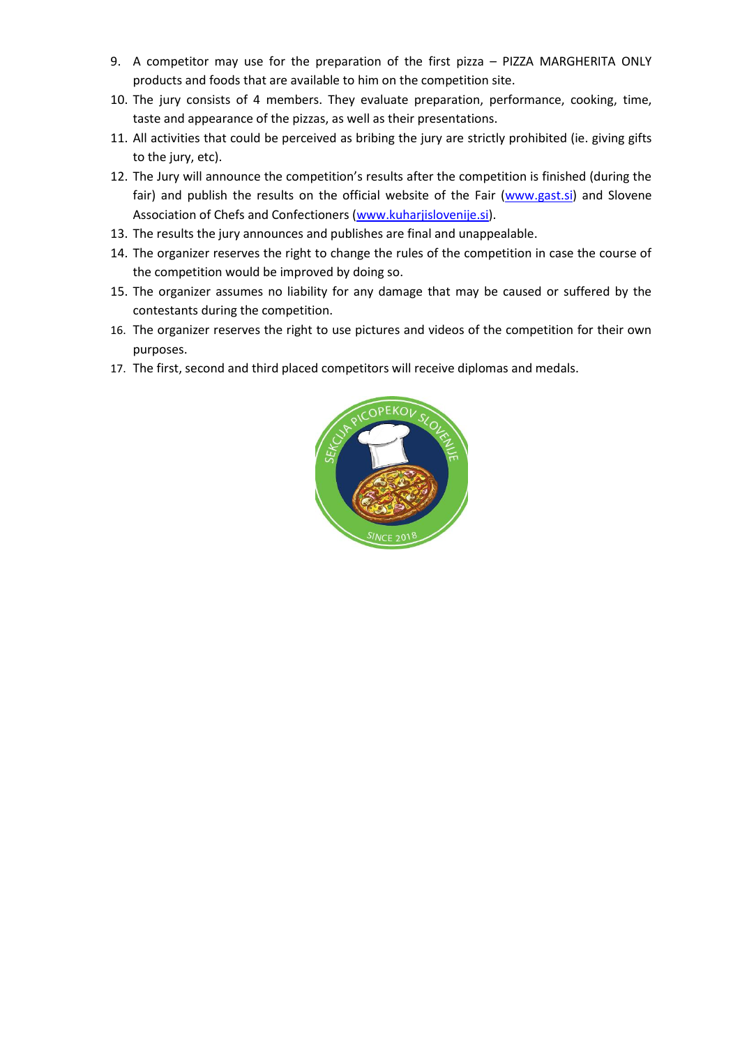9. A competitor may use for the preparation of the first pizza – PIZZA MARGHERITA ONLY products and foods that are available to him on the competition site.
10. The jury consists of 4 members. They evaluate preparation, performance, cooking, time, taste and appearance of the pizzas, as well as their presentations.
11. All activities that could be perceived as bribing the jury are strictly prohibited (ie. giving gifts to the jury, etc).
12. The Jury will announce the competition's results after the competition is finished (during the fair) and publish the results on the official website of the Fair (www.gast.si) and Slovene Association of Chefs and Confectioners (www.kuharjislovenije.si).
13. The results the jury announces and publishes are final and unappealable.
14. The organizer reserves the right to change the rules of the competition in case the course of the competition would be improved by doing so.
15. The organizer assumes no liability for any damage that may be caused or suffered by the contestants during the competition.
16. The organizer reserves the right to use pictures and videos of the competition for their own purposes.
17. The first, second and third placed competitors will receive diplomas and medals.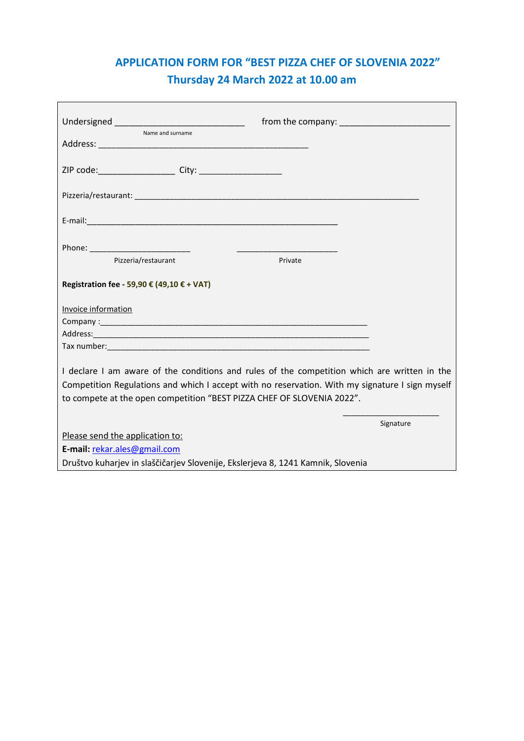## APPLICATION FORM FOR "BEST PIZZA CHEF OF SLOVENIA 2022"

## Thursday 24 March 2022 at 10.00 am

Undersigned ___________________________ from the company: _______________________

Name and surname

Address: ____________________________________________

ZIP code:________________ City: _________________

Pizzeria/restaurant: ____________________________________________________________

E-mail:_____________________________________________________

Phone: ______________________ ______________________

Pizzeria/restaurant Private

**Registration fee - 59,90 € (49,10 € + VAT)**

Invoice information

Company :_________________________________________________________

Address:__________________________________________________________

Tax number:_______________________________________________________

I declare I am aware of the conditions and rules of the competition which are written in the Competition Regulations and which I accept with no reservation. With my signature I sign myself to compete at the open competition "BEST PIZZA CHEF OF SLOVENIA 2022".

_____________________

Signature

Please send the application to:

**E-mail:** rekar.ales@gmail.com

Društvo kuharjev in slaščičarjev Slovenije, Ekslerjeva 8, 1241 Kamnik, Slovenia